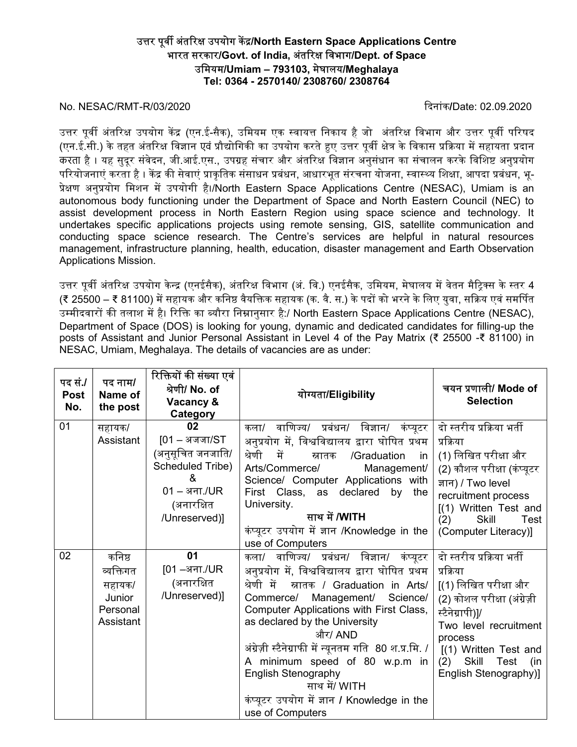# उत्तर पूर्वी अंतरिक्ष उपयोग केंद्र/North Eastern Space Applications Centre

**भारत सरकार/Govt. of India, अंतरिक्ष विभाग/Dept. of Space**

**उमियम/Umiam – 793103, मेघालय/Meghalaya**

**Tel: 0364 - 2570140/ 2308760/ 2308764**

No. NESAC/RMT-R/03/2020 दिनांक/Date: 02.09.2020

उत्तर पूर्वी अंतरिक्ष उपयोग केंद्र (एन.ई-सैक), उमियम एक स्वायत्त निकाय है जो अंतरिक्ष विभाग और उत्तर पूर्वी परिषद (एन.ई.सी.) के तहत अंतरिक्ष विज्ञान एवं प्रौद्योगिकी का उपयोग करते हुए उत्तर पूर्वी क्षेत्र के विकास प्रक्रिया में सहायता प्रदान करता है । यह सुदूर संवेदन, जी.आई.एस., उपग्रह संचार और अंतरिक्ष विज्ञान अनुसंधान का संचालन करके विशिष्ट अनुप्रयोग परियोजनाएं करता है । केंद्र की सेवाएं प्राकृतिक संसाधन प्रबंधन, आधारभूत संरचना योजना, स्वास्थ्य शिक्षा, आपदा प्रबंधन, भू-प्रेक्षण अनुप्रयोग मिशन में उपयोगी है।/North Eastern Space Applications Centre (NESAC), Umiam is an autonomous body functioning under the Department of Space and North Eastern Council (NEC) to assist development process in North Eastern Region using space science and technology. It undertakes specific applications projects using remote sensing, GIS, satellite communication and conducting space science research. The Centre's services are helpful in natural resources management, infrastructure planning, health, education, disaster management and Earth Observation Applications Mission.

उत्तर पूर्वी अंतरिक्ष उपयोग केन्द्र (एनईसैक), अंतरिक्ष विभाग (अं. वि.) एनईसैक, उमियम, मेघालय में वेतन मैट्रिक्स के स्तर 4 (₹ 25500 – ₹ 81100) में सहायक और कनिष्ठ वैयक्तिक सहायक (क. वै. स.) के पदों को भरने के लिए युवा, सक्रिय एवं समर्पित उम्मीदवारों की तलाश में है। रिक्ति का ब्यौरा निम्नानुसार है:/ North Eastern Space Applications Centre (NESAC), Department of Space (DOS) is looking for young, dynamic and dedicated candidates for filling-up the posts of Assistant and Junior Personal Assistant in Level 4 of the Pay Matrix (₹ 25500 -₹ 81100) in NESAC, Umiam, Meghalaya. The details of vacancies are as under:

| पद सं./ Post No. | पद नाम/ Name of the post | रिक्तियों की संख्या एवं श्रेणी/ No. of Vacancy & Category | योग्यता/Eligibility | चयन प्रणाली/ Mode of Selection |
|---|---|---|---|---|
| 01 | सहायक/ Assistant | 02 [01 – अजजा/ST (अनुसूचित जनजाति/ Scheduled Tribe) & 01 – अना./UR (अनारक्षित /Unreserved)] | कला/ वाणिज्य/ प्रबंधन/ विज्ञान/ कंप्यूटर अनुप्रयोग में, विश्वविद्यालय द्वारा घोषित प्रथम श्रेणी में स्नातक /Graduation in Arts/Commerce/ Management/ Science/ Computer Applications with First Class, as declared by the University. साथ में /WITH कंप्यूटर उपयोग में ज्ञान /Knowledge in the use of Computers | दो स्तरीय प्रक्रिया भर्ती प्रक्रिया (1) लिखित परीक्षा और (2) कौशल परीक्षा (कंप्यूटर ज्ञान) / Two level recruitment process [(1) Written Test and (2) Skill Test (Computer Literacy)] |
| 02 | कनिष्ठ व्यक्तिगत सहायक/ Junior Personal Assistant | 01 [01 –अना./UR (अनारक्षित /Unreserved)] | कला/ वाणिज्य/ प्रबंधन/ विज्ञान/ कंप्यूटर अनुप्रयोग में, विश्वविद्यालय द्वारा घोषित प्रथम श्रेणी में स्नातक / Graduation in Arts/ Commerce/ Management/ Science/ Computer Applications with First Class, as declared by the University और/ AND अंग्रेज़ी स्टैनेग्राफी में न्यूनतम गति 80 श.प्र.मि. / A minimum speed of 80 w.p.m in English Stenography साथ में/ WITH कंप्यूटर उपयोग में ज्ञान / Knowledge in the use of Computers | दो स्तरीय प्रक्रिया भर्ती प्रक्रिया [(1) लिखित परीक्षा और (2) कौशल परीक्षा (अंग्रेज़ी स्टैनेग्रापी)]/ Two level recruitment process [(1) Written Test and (2) Skill Test (in English Stenography)] |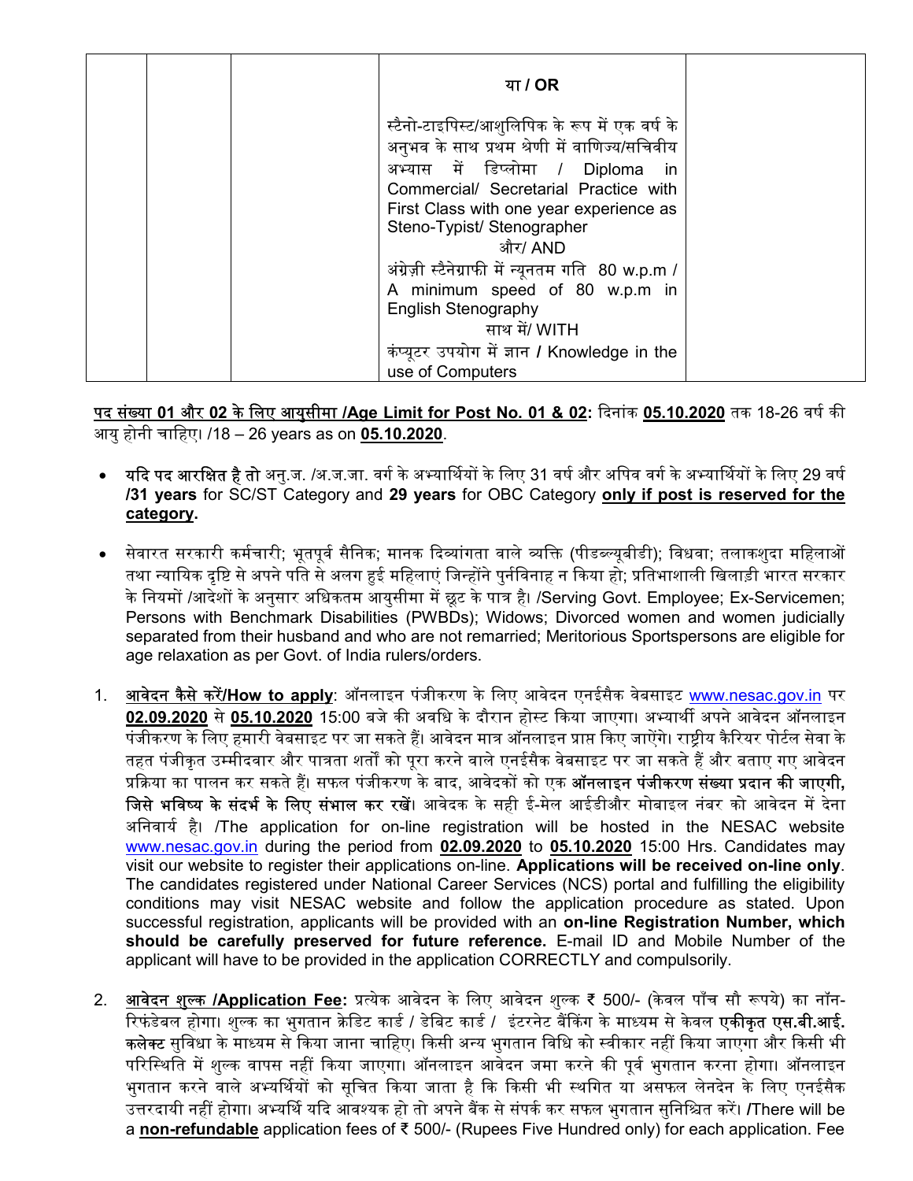|  |  |  | या / OR<br><br>स्टैनो-टाइपिस्ट/आशुलिपिक के रूप में एक वर्ष के अनुभव के साथ प्रथम श्रेणी में वाणिज्य/सचिवीय अभ्यास में डिप्लोमा / Diploma in Commercial/ Secretarial Practice with First Class with one year experience as Steno-Typist/ Stenographer<br>और/ AND<br>अंग्रेज़ी स्टैनेग्राफी में न्यूनतम गति 80 w.p.m / A minimum speed of 80 w.p.m in English Stenography<br>साथ में/ WITH<br>कंप्यूटर उपयोग में ज्ञान / Knowledge in the use of Computers |  |
|---|---|---|---|---|

**पद संख्या 01 और 02 के लिए आयुसीमा /Age Limit for Post No. 01 & 02:** दिनांक **05.10.2020** तक 18-26 वर्ष की आयु होनी चाहिए। /18 – 26 years as on **05.10.2020**.

- **यदि पद आरक्षित है तो** अनु.ज. /अ.ज.जा. वर्ग के अभ्यर्थियों के लिए 31 वर्ष और अपिव वर्ग के अभ्यर्थियों के लिए 29 वर्ष **/31 years** for SC/ST Category and **29 years** for OBC Category **only if post is reserved for the category.**

- सेवारत सरकारी कर्मचारी; भूतपूर्व सैनिक; मानक दिव्यांगता वाले व्यक्ति (पीडब्ल्यूबीडी); विधवा; तलाकशुदा महिलाओं तथा न्यायिक दृष्टि से अपने पति से अलग हुई महिलाएं जिन्होंने पुर्नविनाह न किया हो; प्रतिभाशाली खिलाड़ी भारत सरकार के नियमों /आदेशों के अनुसार अधिकतम आयुसीमा में छूट के पात्र है। /Serving Govt. Employee; Ex-Servicemen; Persons with Benchmark Disabilities (PWBDs); Widows; Divorced women and women judicially separated from their husband and who are not remarried; Meritorious Sportspersons are eligible for age relaxation as per Govt. of India rulers/orders.

1. **आवेदन कैसे करें/How to apply**: ऑनलाइन पंजीकरण के लिए आवेदन एनईसैक वेबसाइट www.nesac.gov.in पर **02.09.2020** से **05.10.2020** 15:00 बजे की अवधि के दौरान होस्ट किया जाएगा। अभ्यार्थी अपने आवेदन ऑनलाइन पंजीकरण के लिए हमारी वेबसाइट पर जा सकते हैं। आवेदन मात्र ऑनलाइन प्राप्त किए जाऐंगे। राष्ट्रीय कैरियर पोर्टल सेवा के तहत पंजीकृत उम्मीदवार और पात्रता शर्तों को पूरा करने वाले एनईसैक वेबसाइट पर जा सकते हैं और बताए गए आवेदन प्रक्रिया का पालन कर सकते हैं। सफल पंजीकरण के बाद, आवेदकों को एक **ऑनलाइन पंजीकरण संख्या प्रदान की जाएगी, जिसे भविष्य के संदर्भ के लिए संभाल कर रखें।** आवेदक के सही ई-मेल आईडीऔर मोबाइल नंबर को आवेदन में देना अनिवार्य है। /The application for on-line registration will be hosted in the NESAC website www.nesac.gov.in during the period from **02.09.2020** to **05.10.2020** 15:00 Hrs. Candidates may visit our website to register their applications on-line. **Applications will be received on-line only**. The candidates registered under National Career Services (NCS) portal and fulfilling the eligibility conditions may visit NESAC website and follow the application procedure as stated. Upon successful registration, applicants will be provided with an **on-line Registration Number, which should be carefully preserved for future reference.** E-mail ID and Mobile Number of the applicant will have to be provided in the application CORRECTLY and compulsorily.

2. **आवेदन शुल्क /Application Fee:** प्रत्येक आवेदन के लिए आवेदन शुल्क ₹ 500/- (केवल पाँच सौ रूपये) का नॉन-रिफंडेबल होगा। शुल्क का भुगतान क्रेडिट कार्ड / डेबिट कार्ड / इंटरनेट बैंकिंग के माध्यम से केवल **एकीकृत एस.बी.आई. कलेक्ट** सुविधा के माध्यम से किया जाना चाहिए। किसी अन्य भुगतान विधि को स्वीकार नहीं किया जाएगा और किसी भी परिस्थिति में शुल्क वापस नहीं किया जाएगा। ऑनलाइन आवेदन जमा करने की पूर्व भुगतान करना होगा। ऑनलाइन भुगतान करने वाले अभ्यर्थियों को सूचित किया जाता है कि किसी भी स्थगित या असफल लेनदेन के लिए एनईसैक उत्तरदायी नहीं होगा। अभ्यर्थि यदि आवश्यक हो तो अपने बैंक से संपर्क कर सफल भुगतान सुनिश्चित करें। /There will be a **non-refundable** application fees of ₹ 500/- (Rupees Five Hundred only) for each application. Fee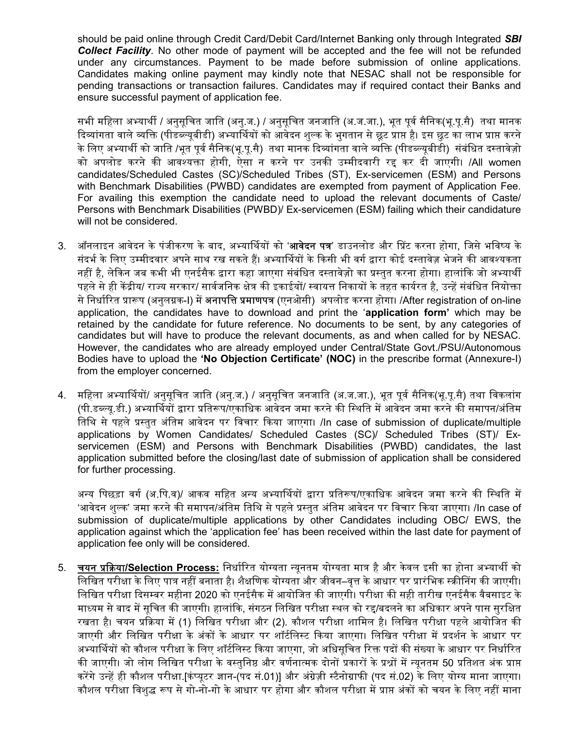should be paid online through Credit Card/Debit Card/Internet Banking only through Integrated ***SBI Collect Facility***. No other mode of payment will be accepted and the fee will not be refunded under any circumstances. Payment to be made before submission of online applications. Candidates making online payment may kindly note that NESAC shall not be responsible for pending transactions or transaction failures. Candidates may if required contact their Banks and ensure successful payment of application fee.

सभी महिला अभ्यार्थी / अनुसूचित जाति (अनु.ज.) / अनुसूचित जनजाति (अ.ज.जा.), भूत पूर्व सैनिक(भू.पू.सै) तथा मानक दिव्यांगता वाले व्यक्ति (पीडब्ल्यूबीडी) अभ्यार्थियों को आवेदन शुल्क के भुगतान से छूट प्राप्त है। इस छूट का लाभ प्राप्त करने के लिए अभ्यार्थी को जाति /भूत पूर्व सैनिक(भू.पू.सै) तथा मानक दिव्यांगता वाले व्यक्ति (पीडब्ल्यूबीडी) संबंधित दस्तावेज़ो को अपलोड करने की आवश्यक्ता होगी, ऐसा न करने पर उनकी उम्मीदवारी रद्द कर दी जाएगी। /All women candidates/Scheduled Castes (SC)/Scheduled Tribes (ST), Ex-servicemen (ESM) and Persons with Benchmark Disabilities (PWBD) candidates are exempted from payment of Application Fee. For availing this exemption the candidate need to upload the relevant documents of Caste/ Persons with Benchmark Disabilities (PWBD)/ Ex-servicemen (ESM) failing which their candidature will not be considered.

3. ऑनलाइन आवेदन के पंजीकरण के बाद, अभ्यार्थियों को '**आवेदन पत्र**' डाउनलोड और प्रिंट करना होगा, जिसे भविष्य के संदर्भ के लिए उम्मीदवार अपने साथ रख सकते हैं। अभ्यार्थियों के किसी भी वर्ग द्वारा कोई दस्तावेज़ भेजने की आवश्यकता नहीं है, लेकिन जब कभी भी एनईसैक द्वारा कहा जाएगा संबंधित दस्तावेज़ो का प्रस्तुत करना होगा। हालांकि जो अभ्यार्थी पहले से ही केंद्रीय/ राज्य सरकार/ सार्वजनिक क्षेत्र की इकाईयों/ स्वायत्त निकायों के तहत कार्यरत है, उन्हें संबंधित नियोक्ता से निर्धारित प्रारूप (अनुलग्नक-I) में **अनापत्ति प्रमाणपत्र** (एनओसी) अपलोड करना होगा। /After registration of on-line application, the candidates have to download and print the '**application form'** which may be retained by the candidate for future reference. No documents to be sent, by any categories of candidates but will have to produce the relevant documents, as and when called for by NESAC. However, the candidates who are already employed under Central/State Govt./PSU/Autonomous Bodies have to upload the **'No Objection Certificate' (NOC)** in the prescribe format (Annexure-I) from the employer concerned.

4. महिला अभ्यार्थियों/ अनुसूचित जाति (अनु.ज.) / अनुसूचित जनजाति (अ.ज.जा.), भूत पूर्व सैनिक(भू.पू.सै) तथा विकलांग (पी.डब्ल्यू.डी.) अभ्यार्थियों द्वारा प्रतिरूप/एकाधिक आवेदन जमा करने की स्थिति में आवेदन जमा करने की समापन/अंतिम तिथि से पहले प्रस्तुत अंतिम आवेदन पर विचार किया जाएगा। /In case of submission of duplicate/multiple applications by Women Candidates/ Scheduled Castes (SC)/ Scheduled Tribes (ST)/ Ex-servicemen (ESM) and Persons with Benchmark Disabilities (PWBD) candidates, the last application submitted before the closing/last date of submission of application shall be considered for further processing.

   अन्य पिछड़ा वर्ग (अ.पि.व)/ आकव सहित अन्य अभ्यार्थियों द्वारा प्रतिरूप/एकाधिक आवेदन जमा करने की स्थिति में 'आवेदन शुल्क' जमा करने की समापन/अंतिम तिथि से पहले प्रस्तुत अंतिम आवेदन पर विचार किया जाएगा। /In case of submission of duplicate/multiple applications by other Candidates including OBC/ EWS, the application against which the 'application fee' has been received within the last date for payment of application fee only will be considered.

5. **<u>चयन प्रक्रिया/Selection Process:</u>** निर्धारित योग्यता न्यूनतम योग्यता मात्र है और केवल इसी का होना अभ्यार्थी को लिखित परीक्षा के लिए पात्र नहीं बनाता है। शैक्षणिक योग्यता और जीवन–वृत्त के आधार पर प्रारंभिक स्क्रीनिंग की जाएगी। लिखित परीक्षा दिसम्बर महीना 2020 को एनईसैक में आयोजित की जाएगी। परीक्षा की सही तारीख एनईसैक वैबसाइट के माध्यम से बाद में सूचित की जाएगी। हालांकि, संगठन लिखित परीक्षा स्थल को रद्द/बदलने का अधिकार अपने पास सुरक्षित रखता है। चयन प्रक्रिया में (1) लिखित परीक्षा और (2). कौशल परीक्षा शामिल है। लिखित परीक्षा पहले आयोजित की जाएगी और लिखित परीक्षा के अंकों के आधार पर शॉर्टलिस्ट किया जाएगा। लिखित परीक्षा में प्रदर्शन के आधार पर अभ्यार्थियों को कौशल परीक्षा के लिए शॉर्टलिस्ट किया जाएगा, जो अधिसूचित रिक्त पदों की संख्या के आधार पर निर्धारित की जाएगी। जो लोग लिखित परीक्षा के वस्तुनिष्ठ और वर्णनात्मक दोनों प्रकारों के प्रश्नों में न्यूनतम 50 प्रतिशत अंक प्राप्त करेंगे उन्हें ही कौशल परीक्षा.[कंप्यूटर ज्ञान-(पद सं.01)] और अंग्रेज़ी स्टैनोग्राफी (पद सं.02) के लिए योग्य माना जाएगा। कौशल परीक्षा विशुद्ध रूप से गो-नो-गो के आधार पर होगा और कौशल परीक्षा में प्राप्त अंकों को चयन के लिए नहीं माना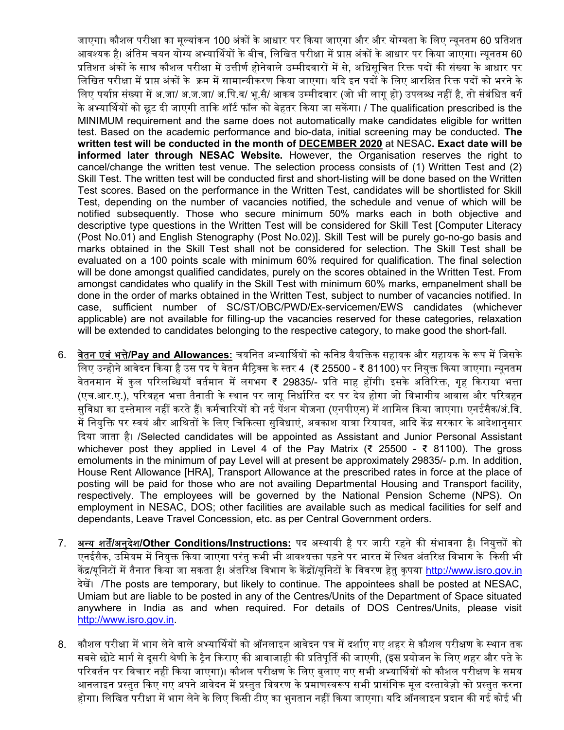जाएगा। कौशल परीक्षा का मूल्यांकन 100 अंकों के आधार पर किया जाएगा और और योग्यता के लिए न्यूनतम 60 प्रतिशत आवश्यक है। अंतिम चयन योग्य अभ्यार्थियों के बीच, लिखित परीक्षा में प्राप्त अंकों के आधार पर किया जाएगा। न्यूनतम 60 प्रतिशत अंकों के साथ कौशल परीक्षा में उत्तीर्ण होनेवाले उम्मीदवारों में से, अधिसूचित रिक्त पदों की संख्या के आधार पर लिखित परीक्षा में प्राप्त अंकों के क्रम में सामान्यीकरण किया जाएगा। यदि इन पदों के लिए आरक्षित रिक्त पदों को भरने के लिए पर्याप्त संख्या में अ.जा/ अ.ज.जा/ अ.पि.व/ भू.सै/ आकव उम्मीदवार (जो भी लागू हो) उपलब्ध नहीं है, तो संबंधित वर्ग के अभ्यार्थियों को छूट दी जाएगी ताकि शॉर्ट फॉल को बेहतर किया जा सकेगा। / The qualification prescribed is the MINIMUM requirement and the same does not automatically make candidates eligible for written test. Based on the academic performance and bio-data, initial screening may be conducted. **The written test will be conducted in the month of <u>DECEMBER 2020</u> at NESAC. Exact date will be informed later through NESAC Website.** However, the Organisation reserves the right to cancel/change the written test venue. The selection process consists of (1) Written Test and (2) Skill Test. The written test will be conducted first and short-listing will be done based on the Written Test scores. Based on the performance in the Written Test, candidates will be shortlisted for Skill Test, depending on the number of vacancies notified, the schedule and venue of which will be notified subsequently. Those who secure minimum 50% marks each in both objective and descriptive type questions in the Written Test will be considered for Skill Test [Computer Literacy (Post No.01) and English Stenography (Post No.02)]. Skill Test will be purely go-no-go basis and marks obtained in the Skill Test shall not be considered for selection. The Skill Test shall be evaluated on a 100 points scale with minimum 60% required for qualification. The final selection will be done amongst qualified candidates, purely on the scores obtained in the Written Test. From amongst candidates who qualify in the Skill Test with minimum 60% marks, empanelment shall be done in the order of marks obtained in the Written Test, subject to number of vacancies notified. In case, sufficient number of SC/ST/OBC/PWD/Ex-servicemen/EWS candidates (whichever applicable) are not available for filling-up the vacancies reserved for these categories, relaxation will be extended to candidates belonging to the respective category, to make good the short-fall.

6. **<u>वेतन एवं भत्ते/Pay and Allowances:</u>** चयनित अभ्यार्थियों को कनिष्ठ वैयक्तिक सहायक और सहायक के रूप में जिसके लिए उन्होने आवेदन किया है उस पद पे वेतन मैट्रिक्स के स्तर 4 (₹ 25500 - ₹ 81100) पर नियुक्त किया जाएगा। न्यूनतम वेतनमान में कुल परिलब्धियाँ वर्तमान में लगभग ₹ 29835/- प्रति माह होंगी। इसके अतिरिक्त, गृह किराया भत्ता (एच.आर.ए.), परिवहन भत्ता तैनाती के स्थान पर लागू निर्धारित दर पर देय होगा जो विभागीय आवास और परिवहन सुविधा का इस्तेमाल नहीं करते हैं। कर्मचारियों को नई पेंशन योजना (एनपीएस) में शामिल किया जाएगा। एनईसैक/अं.वि. में नियुक्ति पर स्वयं और आश्रितों के लिए चिकित्सा सुविधाएं, अवकाश यात्रा रियायत, आदि केंद्र सरकार के आदेशानुसार दिया जाता है। /Selected candidates will be appointed as Assistant and Junior Personal Assistant whichever post they applied in Level 4 of the Pay Matrix (₹ 25500 - ₹ 81100). The gross emoluments in the minimum of pay Level will at present be approximately 29835/- p.m. In addition, House Rent Allowance [HRA], Transport Allowance at the prescribed rates in force at the place of posting will be paid for those who are not availing Departmental Housing and Transport facility, respectively. The employees will be governed by the National Pension Scheme (NPS). On employment in NESAC, DOS; other facilities are available such as medical facilities for self and dependants, Leave Travel Concession, etc. as per Central Government orders.

7. **<u>अन्य शर्तें/अनुदेश/Other Conditions/Instructions:</u>** पद अस्थायी है पर जारी रहने की संभावना है। नियुक्तों को एनईसैक, उमियम में नियुक्त किया जाएगा परंतु कभी भी आवश्यक्ता पड़ने पर भारत में स्थित अंतरिक्ष विभाग के किसी भी केंद्र/यूनिटों में तैनात किया जा सकता है। अंतरिक्ष विभाग के केंद्रों/यूनिटों के विवरण हेतु कृपया http://www.isro.gov.in देखें। /The posts are temporary, but likely to continue. The appointees shall be posted at NESAC, Umiam but are liable to be posted in any of the Centres/Units of the Department of Space situated anywhere in India as and when required. For details of DOS Centres/Units, please visit http://www.isro.gov.in.

8. कौशल परीक्षा में भाग लेने वाले अभ्यार्थियों को ऑनलाइन आवेदन पत्र में दर्शाए गए शहर से कौशल परीक्षण के स्थान तक सबसे छोटे मार्ग से दूसरी श्रेणी के ट्रैन किराए की आवाजाही की प्रतिपूर्ति की जाएगी, (इस प्रयोजन के लिए शहर और पते के परिवर्तन पर विचार नहीं किया जाएगा))। कौशल परीक्षण के लिए बुलाए गए सभी अभ्यार्थियों को कौशल परीक्षण के समय आनलाइन प्रस्तुत किए गए अपने आवेदन में प्रस्तुत विवरण के प्रमाणस्वरूप सभी प्रासंगिक मूल दस्तावेज़ो को प्रस्तुत करना होगा। लिखित परीक्षा में भाग लेने के लिए किसी टीए का भुगतान नहीं किया जाएगा। यदि ऑनलाइन प्रदान की गई कोई भी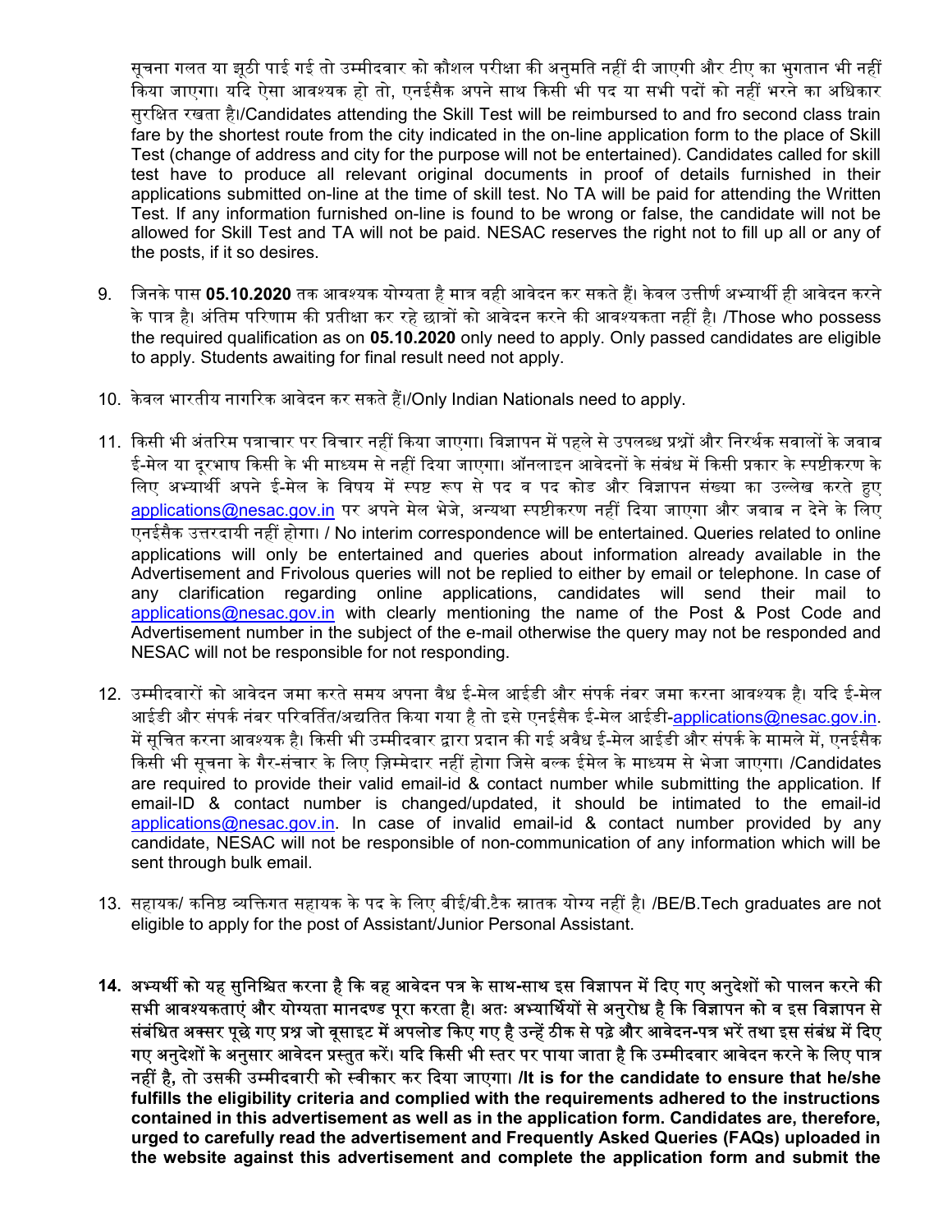सूचना गलत या झूठी पाई गई तो उम्मीदवार को कौशल परीक्षा की अनुमति नहीं दी जाएगी और टीए का भुगतान भी नहीं किया जाएगा। यदि ऐसा आवश्यक हो तो, एनईसैक अपने साथ किसी भी पद या सभी पदों को नहीं भरने का अधिकार सुरक्षित रखता है।/Candidates attending the Skill Test will be reimbursed to and fro second class train fare by the shortest route from the city indicated in the on-line application form to the place of Skill Test (change of address and city for the purpose will not be entertained). Candidates called for skill test have to produce all relevant original documents in proof of details furnished in their applications submitted on-line at the time of skill test. No TA will be paid for attending the Written Test. If any information furnished on-line is found to be wrong or false, the candidate will not be allowed for Skill Test and TA will not be paid. NESAC reserves the right not to fill up all or any of the posts, if it so desires.

9. जिनके पास **05.10.2020** तक आवश्यक योग्यता है मात्र वही आवेदन कर सकते हैं। केवल उत्तीर्ण अभ्यार्थी ही आवेदन करने के पात्र है। अंतिम परिणाम की प्रतीक्षा कर रहे छात्रों को आवेदन करने की आवश्यकता नहीं है। /Those who possess the required qualification as on **05.10.2020** only need to apply. Only passed candidates are eligible to apply. Students awaiting for final result need not apply.

10. केवल भारतीय नागरिक आवेदन कर सकते हैं।/Only Indian Nationals need to apply.

11. किसी भी अंतरिम पत्राचार पर विचार नहीं किया जाएगा। विज्ञापन में पहले से उपलब्ध प्रश्नों और निरर्थक सवालों के जवाब ई-मेल या दूरभाष किसी के भी माध्यम से नहीं दिया जाएगा। ऑनलाइन आवेदनों के संबंध में किसी प्रकार के स्पष्टीकरण के लिए अभ्यार्थी अपने ई-मेल के विषय में स्पष्ट रूप से पद व पद कोड और विज्ञापन संख्या का उल्लेख करते हुए applications@nesac.gov.in पर अपने मेल भेजे, अन्यथा स्पष्टीकरण नहीं दिया जाएगा और जवाब न देने के लिए एनईसैक उत्तरदायी नहीं होगा। / No interim correspondence will be entertained. Queries related to online applications will only be entertained and queries about information already available in the Advertisement and Frivolous queries will not be replied to either by email or telephone. In case of any clarification regarding online applications, candidates will send their mail to applications@nesac.gov.in with clearly mentioning the name of the Post & Post Code and Advertisement number in the subject of the e-mail otherwise the query may not be responded and NESAC will not be responsible for not responding.

12. उम्मीदवारों को आवेदन जमा करते समय अपना वैध ई-मेल आईडी और संपर्क नंबर जमा करना आवश्यक है। यदि ई-मेल आईडी और संपर्क नंबर परिवर्तित/अद्यतित किया गया है तो इसे एनईसैक ई-मेल आईडी-applications@nesac.gov.in. में सूचित करना आवश्यक है। किसी भी उम्मीदवार द्वारा प्रदान की गई अवैध ई-मेल आईडी और संपर्क के मामले में, एनईसैक किसी भी सूचना के गैर-संचार के लिए ज़िम्मेदार नहीं होगा जिसे बल्क ईमेल के माध्यम से भेजा जाएगा। /Candidates are required to provide their valid email-id & contact number while submitting the application. If email-ID & contact number is changed/updated, it should be intimated to the email-id applications@nesac.gov.in. In case of invalid email-id & contact number provided by any candidate, NESAC will not be responsible of non-communication of any information which will be sent through bulk email.

13. सहायक/ कनिष्ठ व्यक्तिगत सहायक के पद के लिए बीई/बी.टैक स्नातक योग्य नहीं है। /BE/B.Tech graduates are not eligible to apply for the post of Assistant/Junior Personal Assistant.

**14. अभ्यर्थी को यह सुनिश्चित करना है कि वह आवेदन पत्र के साथ-साथ इस विज्ञापन में दिए गए अनुदेशों को पालन करने की सभी आवश्यकताएं और योग्यता मानदण्ड पूरा करता है। अतः अभ्यार्थियों से अनुरोध है कि विज्ञापन को व इस विज्ञापन से संबंधित अक्सर पूछे गए प्रश्न जो वूसाइट में अपलोड किए गए है उन्हें ठीक से पढ़े और आवेदन-पत्र भरें तथा इस संबंध में दिए गए अनुदेशों के अनुसार आवेदन प्रस्तुत करें। यदि किसी भी स्तर पर पाया जाता है कि उम्मीदवार आवेदन करने के लिए पात्र नहीं है, तो उसकी उम्मीदवारी को स्वीकार कर दिया जाएगा। /It is for the candidate to ensure that he/she fulfills the eligibility criteria and complied with the requirements adhered to the instructions contained in this advertisement as well as in the application form. Candidates are, therefore, urged to carefully read the advertisement and Frequently Asked Queries (FAQs) uploaded in the website against this advertisement and complete the application form and submit the**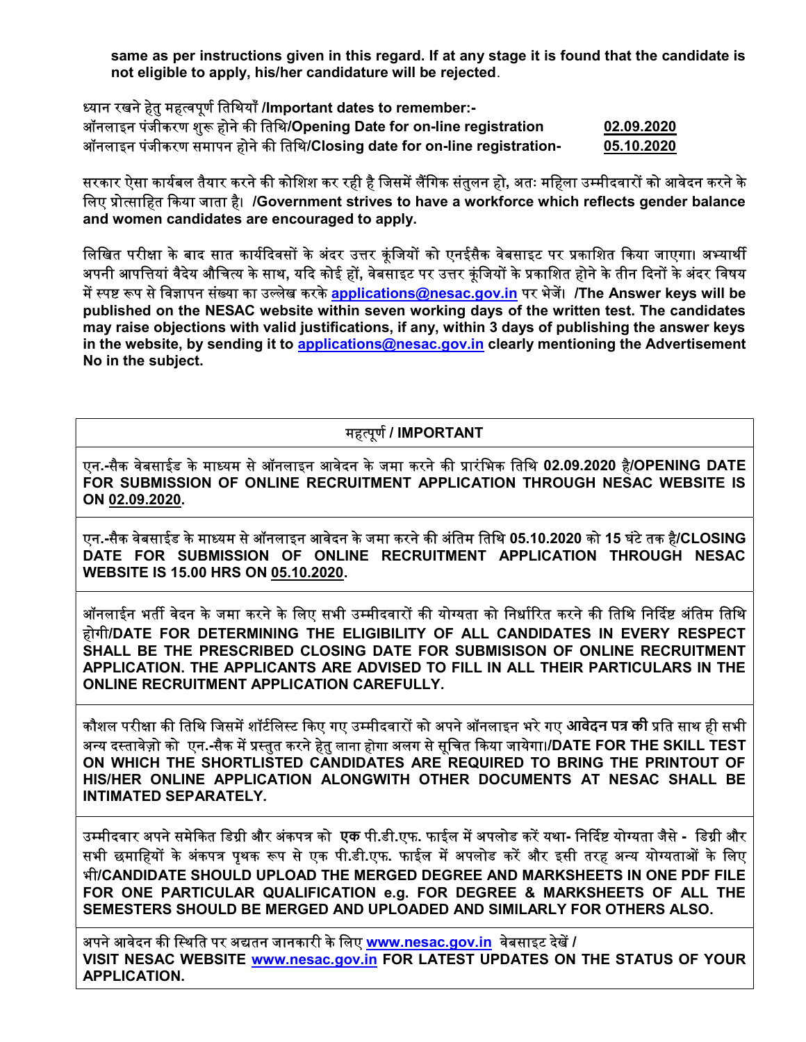**same as per instructions given in this regard. If at any stage it is found that the candidate is not eligible to apply, his/her candidature will be rejected**.

ध्यान रखने हेतु महत्वपूर्ण तिथियाँ /**Important dates to remember:-**

| | |
|---|---|
| ऑनलाइन पंजीकरण शुरू होने की तिथि/**Opening Date for on-line registration** | **02.09.2020** |
| ऑनलाइन पंजीकरण समापन होने की तिथि/**Closing date for on-line registration-** | **05.10.2020** |

सरकार ऐसा कार्यबल तैयार करने की कोशिश कर रही है जिसमें लैंगिक संतुलन हो, अतः महिला उम्मीदवारों को आवेदन करने के लिए प्रोत्साहित किया जाता है। /**Government strives to have a workforce which reflects gender balance and women candidates are encouraged to apply.**

लिखित परीक्षा के बाद सात कार्यदिवसों के अंदर उत्तर कूंजियों को एनईसैक वेबसाइट पर प्रकाशित किया जाएगा। अभ्यार्थी अपनी आपत्तियां वैदेय औचित्य के साथ, यदि कोई हों, वेबसाइट पर उत्तर कूंजियों के प्रकाशित होने के तीन दिनों के अंदर विषय में स्पष्ट रूप से विज्ञापन संख्या का उल्लेख करके applications@nesac.gov.in पर भेजें। /**The Answer keys will be published on the NESAC website within seven working days of the written test. The candidates may raise objections with valid justifications, if any, within 3 days of publishing the answer keys in the website, by sending it to applications@nesac.gov.in clearly mentioning the Advertisement No in the subject.**

| महत्पूर्ण / **IMPORTANT** |
|---|
| एन.-सैक वेबसाईड के माध्यम से ऑनलाइन आवेदन के जमा करने की प्रारंभिक तिथि **02.09.2020** है/**OPENING DATE FOR SUBMISSION OF ONLINE RECRUITMENT APPLICATION THROUGH NESAC WEBSITE IS ON 02.09.2020.** |
| एन.-सैक वेबसाईड के माध्यम से ऑनलाइन आवेदन के जमा करने की अंतिम तिथि **05.10.2020** को **15** घंटे तक है/**CLOSING DATE FOR SUBMISSION OF ONLINE RECRUITMENT APPLICATION THROUGH NESAC WEBSITE IS 15.00 HRS ON 05.10.2020.** |
| ऑनलाईन भर्ती वेदन के जमा करने के लिए सभी उम्मीदवारों की योग्यता को निर्धारित करने की तिथि निर्दिष्ट अंतिम तिथि होगी/**DATE FOR DETERMINING THE ELIGIBILITY OF ALL CANDIDATES IN EVERY RESPECT SHALL BE THE PRESCRIBED CLOSING DATE FOR SUBMISISON OF ONLINE RECRUITMENT APPLICATION. THE APPLICANTS ARE ADVISED TO FILL IN ALL THEIR PARTICULARS IN THE ONLINE RECRUITMENT APPLICATION CAREFULLY.** |
| कौशल परीक्षा की तिथि जिसमें शॉर्टलिस्ट किए गए उम्मीदवारों को अपने ऑनलाइन भरे गए **आवेदन पत्र की** प्रति साथ ही सभी अन्य दस्तावेज़ो को एन.-सैक में प्रस्तुत करने हेतु लाना होगा अलग से सूचित किया जायेगा।/**DATE FOR THE SKILL TEST ON WHICH THE SHORTLISTED CANDIDATES ARE REQUIRED TO BRING THE PRINTOUT OF HIS/HER ONLINE APPLICATION ALONGWITH OTHER DOCUMENTS AT NESAC SHALL BE INTIMATED SEPARATELY.** |
| उम्मीदवार अपने समेकित डिग्री और अंकपत्र को **एक** पी.डी.एफ. फाईल में अपलोड करें यथा- निर्दिष्ट योग्यता जैसे - डिग्री और सभी छमाहियों के अंकपत्र पृथक रूप से एक पी.डी.एफ. फाईल में अपलोड करें और इसी तरह अन्य योग्यताओं के लिए भी/**CANDIDATE SHOULD UPLOAD THE MERGED DEGREE AND MARKSHEETS IN ONE PDF FILE FOR ONE PARTICULAR QUALIFICATION e.g. FOR DEGREE & MARKSHEETS OF ALL THE SEMESTERS SHOULD BE MERGED AND UPLOADED AND SIMILARLY FOR OTHERS ALSO.** |
| अपने आवेदन की स्थिति पर अद्यतन जानकारी के लिए www.nesac.gov.in वेबसाइट देखें / **VISIT NESAC WEBSITE www.nesac.gov.in FOR LATEST UPDATES ON THE STATUS OF YOUR APPLICATION.** |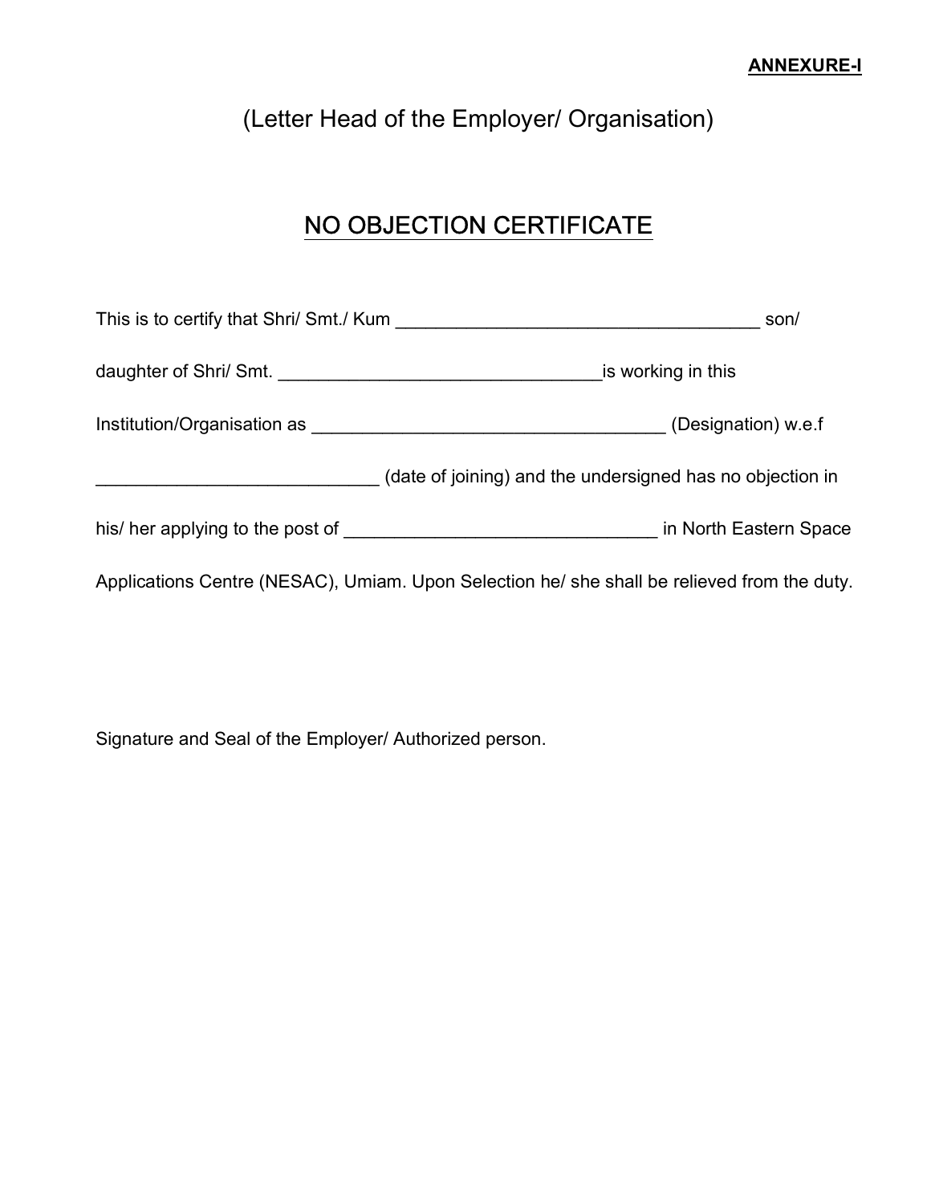**ANNEXURE-I**

(Letter Head of the Employer/ Organisation)

## NO OBJECTION CERTIFICATE

This is to certify that Shri/ Smt./ Kum ____________________________________ son/ daughter of Shri/ Smt. ________________________________is working in this Institution/Organisation as ___________________________________ (Designation) w.e.f ____________________________ (date of joining) and the undersigned has no objection in his/ her applying to the post of _______________________________ in North Eastern Space Applications Centre (NESAC), Umiam. Upon Selection he/ she shall be relieved from the duty.

Signature and Seal of the Employer/ Authorized person.